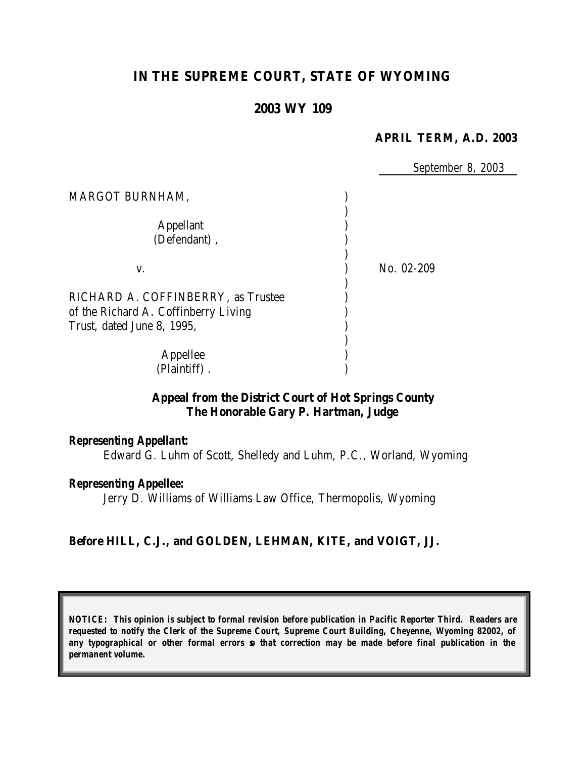# IN THE SUPREME COURT, STATE OF WYOMING

## 2003 WY 109

**APRIL TERM, A.D. 2003**

September 8, 2003

| | | |
|---|---|---|
| MARGOT BURNHAM, | ) | |
| | ) | |
| Appellant | ) | |
| (Defendant), | ) | |
| | ) | |
| v. | ) | No. 02-209 |
| | ) | |
| RICHARD A. COFFINBERRY, as Trustee of the Richard A. Coffinberry Living Trust, dated June 8, 1995, | ) | |
| | ) | |
| Appellee | ) | |
| (Plaintiff). | ) | |

**Appeal from the District Court of Hot Springs County**
**The Honorable Gary P. Hartman, Judge**

**Representing Appellant:**
Edward G. Luhm of Scott, Shelledy and Luhm, P.C., Worland, Wyoming

**Representing Appellee:**
Jerry D. Williams of Williams Law Office, Thermopolis, Wyoming

**Before HILL, C.J., and GOLDEN, LEHMAN, KITE, and VOIGT, JJ.**

**NOTICE: This opinion is subject to formal revision before publication in Pacific Reporter Third. Readers are requested to notify the Clerk of the Supreme Court, Supreme Court Building, Cheyenne, Wyoming 82002, of any typographical or other formal errors so that correction may be made before final publication in the permanent volume.**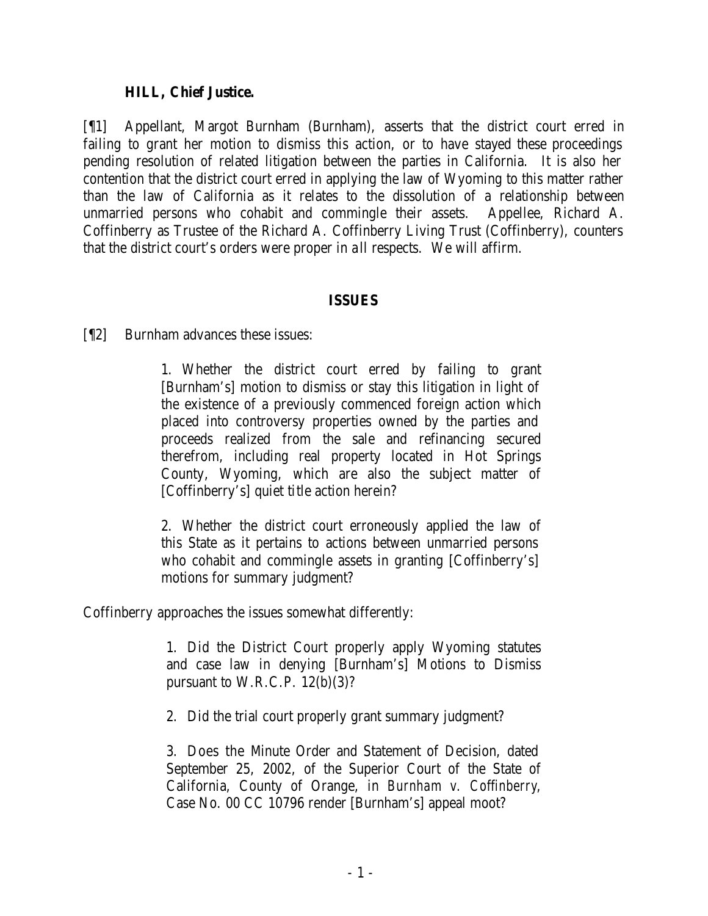**HILL, Chief Justice.**

[¶1] Appellant, Margot Burnham (Burnham), asserts that the district court erred in failing to grant her motion to dismiss this action, or to have stayed these proceedings pending resolution of related litigation between the parties in California. It is also her contention that the district court erred in applying the law of Wyoming to this matter rather than the law of California as it relates to the dissolution of a relationship between unmarried persons who cohabit and commingle their assets. Appellee, Richard A. Coffinberry as Trustee of the Richard A. Coffinberry Living Trust (Coffinberry), counters that the district court's orders were proper in all respects. We will affirm.

## ISSUES

[¶2] Burnham advances these issues:

> 1. Whether the district court erred by failing to grant [Burnham's] motion to dismiss or stay this litigation in light of the existence of a previously commenced foreign action which placed into controversy properties owned by the parties and proceeds realized from the sale and refinancing secured therefrom, including real property located in Hot Springs County, Wyoming, which are also the subject matter of [Coffinberry's] quiet title action herein?
>
> 2. Whether the district court erroneously applied the law of this State as it pertains to actions between unmarried persons who cohabit and commingle assets in granting [Coffinberry's] motions for summary judgment?

Coffinberry approaches the issues somewhat differently:

> 1. Did the District Court properly apply Wyoming statutes and case law in denying [Burnham's] Motions to Dismiss pursuant to W.R.C.P. 12(b)(3)?
>
> 2. Did the trial court properly grant summary judgment?
>
> 3. Does the Minute Order and Statement of Decision, dated September 25, 2002, of the Superior Court of the State of California, County of Orange, in *Burnham v. Coffinberry*, Case No. 00 CC 10796 render [Burnham's] appeal moot?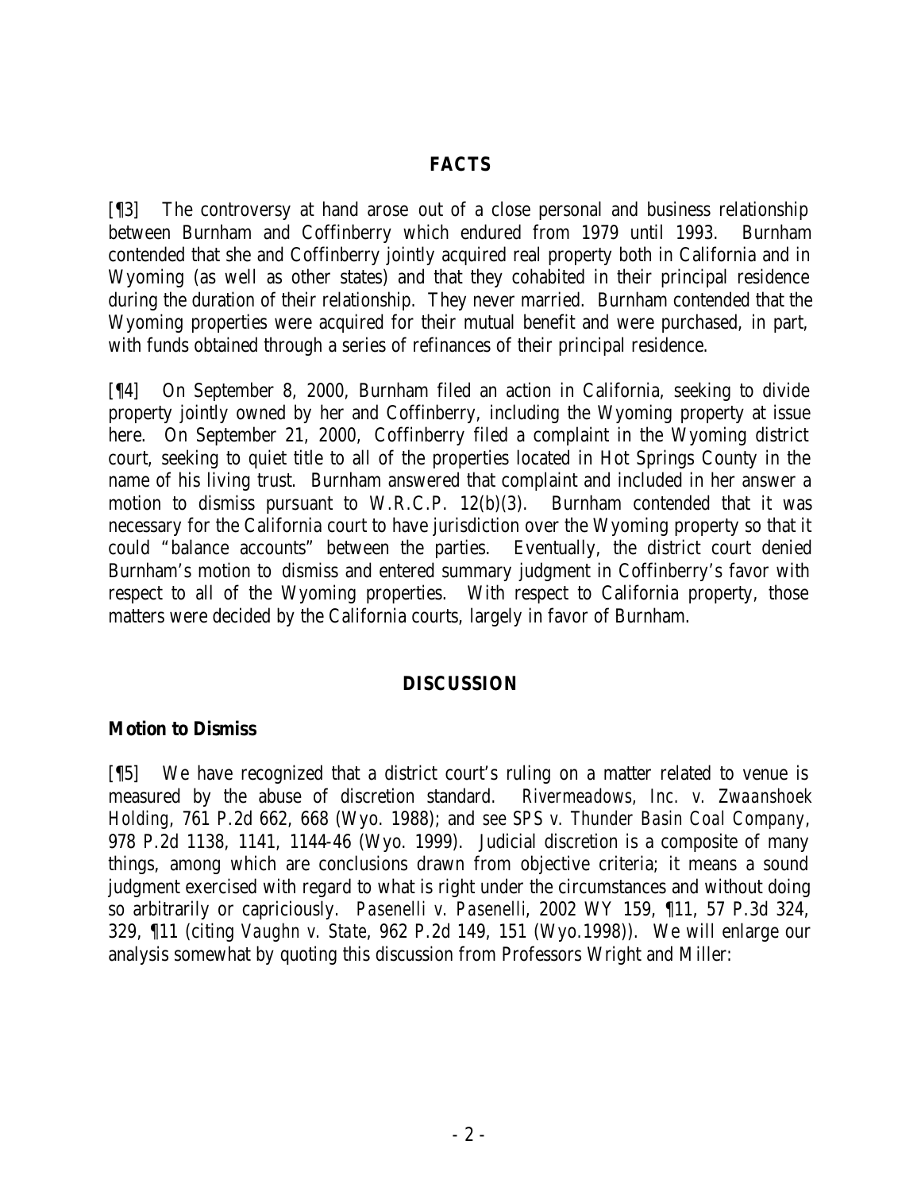## FACTS

[¶3] The controversy at hand arose out of a close personal and business relationship between Burnham and Coffinberry which endured from 1979 until 1993. Burnham contended that she and Coffinberry jointly acquired real property both in California and in Wyoming (as well as other states) and that they cohabited in their principal residence during the duration of their relationship. They never married. Burnham contended that the Wyoming properties were acquired for their mutual benefit and were purchased, in part, with funds obtained through a series of refinances of their principal residence.

[¶4] On September 8, 2000, Burnham filed an action in California, seeking to divide property jointly owned by her and Coffinberry, including the Wyoming property at issue here. On September 21, 2000, Coffinberry filed a complaint in the Wyoming district court, seeking to quiet title to all of the properties located in Hot Springs County in the name of his living trust. Burnham answered that complaint and included in her answer a motion to dismiss pursuant to W.R.C.P. 12(b)(3). Burnham contended that it was necessary for the California court to have jurisdiction over the Wyoming property so that it could "balance accounts" between the parties. Eventually, the district court denied Burnham's motion to dismiss and entered summary judgment in Coffinberry's favor with respect to all of the Wyoming properties. With respect to California property, those matters were decided by the California courts, largely in favor of Burnham.

## DISCUSSION

### Motion to Dismiss

[¶5] We have recognized that a district court's ruling on a matter related to venue is measured by the abuse of discretion standard. *Rivermeadows, Inc. v. Zwaanshoek Holding*, 761 P.2d 662, 668 (Wyo. 1988); and *see SPS v. Thunder Basin Coal Company*, 978 P.2d 1138, 1141, 1144-46 (Wyo. 1999). Judicial discretion is a composite of many things, among which are conclusions drawn from objective criteria; it means a sound judgment exercised with regard to what is right under the circumstances and without doing so arbitrarily or capriciously. *Pasenelli v. Pasenelli*, 2002 WY 159, ¶11, 57 P.3d 324, 329, ¶11 (citing *Vaughn v. State*, 962 P.2d 149, 151 (Wyo.1998)). We will enlarge our analysis somewhat by quoting this discussion from Professors Wright and Miller: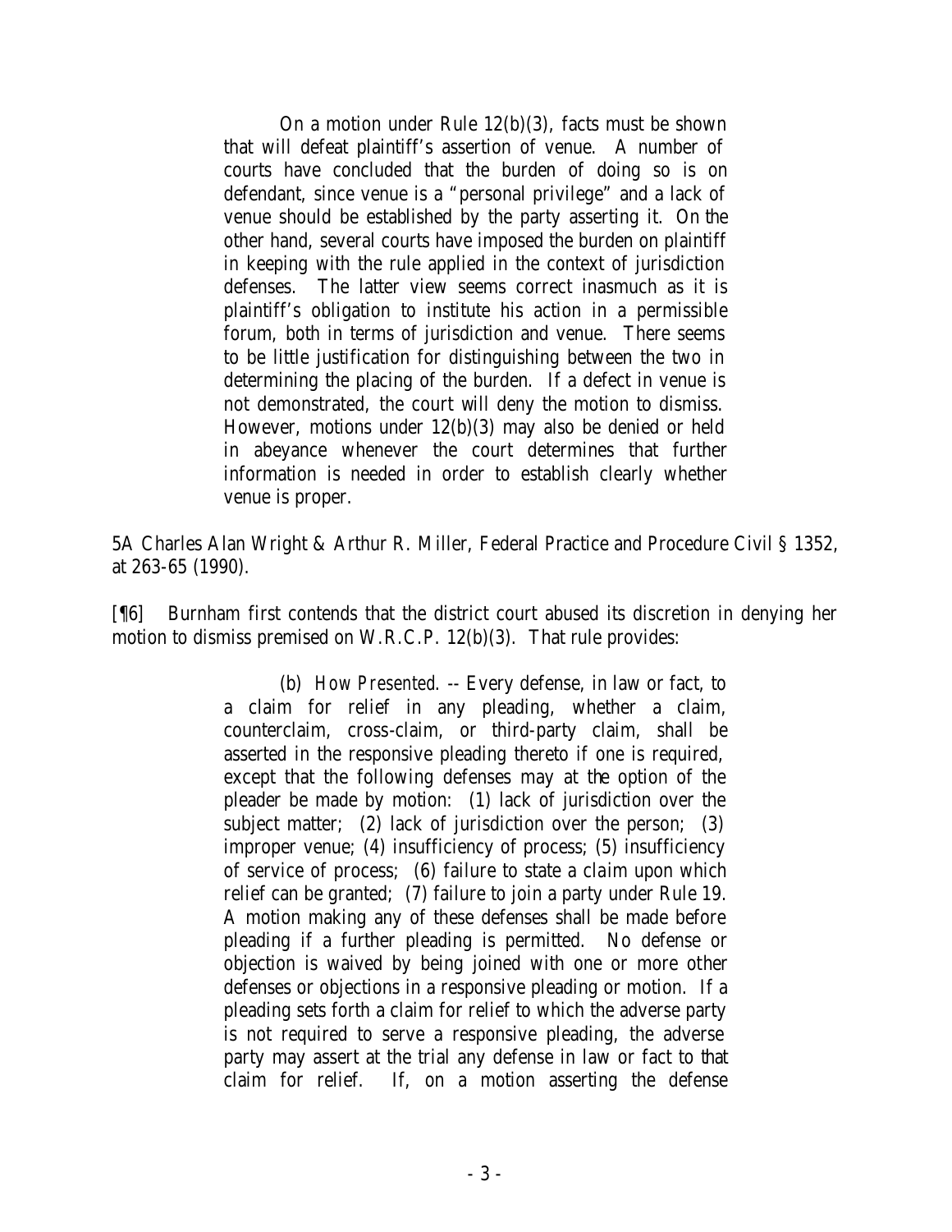> On a motion under Rule 12(b)(3), facts must be shown that will defeat plaintiff's assertion of venue. A number of courts have concluded that the burden of doing so is on defendant, since venue is a "personal privilege" and a lack of venue should be established by the party asserting it. On the other hand, several courts have imposed the burden on plaintiff in keeping with the rule applied in the context of jurisdiction defenses. The latter view seems correct inasmuch as it is plaintiff's obligation to institute his action in a permissible forum, both in terms of jurisdiction and venue. There seems to be little justification for distinguishing between the two in determining the placing of the burden. If a defect in venue is not demonstrated, the court will deny the motion to dismiss. However, motions under 12(b)(3) may also be denied or held in abeyance whenever the court determines that further information is needed in order to establish clearly whether venue is proper.

5A Charles Alan Wright & Arthur R. Miller, Federal Practice and Procedure Civil § 1352, at 263-65 (1990).

[¶6] Burnham first contends that the district court abused its discretion in denying her motion to dismiss premised on W.R.C.P. 12(b)(3). That rule provides:

> (b) *How Presented*. -- Every defense, in law or fact, to a claim for relief in any pleading, whether a claim, counterclaim, cross-claim, or third-party claim, shall be asserted in the responsive pleading thereto if one is required, except that the following defenses may at the option of the pleader be made by motion: (1) lack of jurisdiction over the subject matter; (2) lack of jurisdiction over the person; (3) improper venue; (4) insufficiency of process; (5) insufficiency of service of process; (6) failure to state a claim upon which relief can be granted; (7) failure to join a party under Rule 19. A motion making any of these defenses shall be made before pleading if a further pleading is permitted. No defense or objection is waived by being joined with one or more other defenses or objections in a responsive pleading or motion. If a pleading sets forth a claim for relief to which the adverse party is not required to serve a responsive pleading, the adverse party may assert at the trial any defense in law or fact to that claim for relief. If, on a motion asserting the defense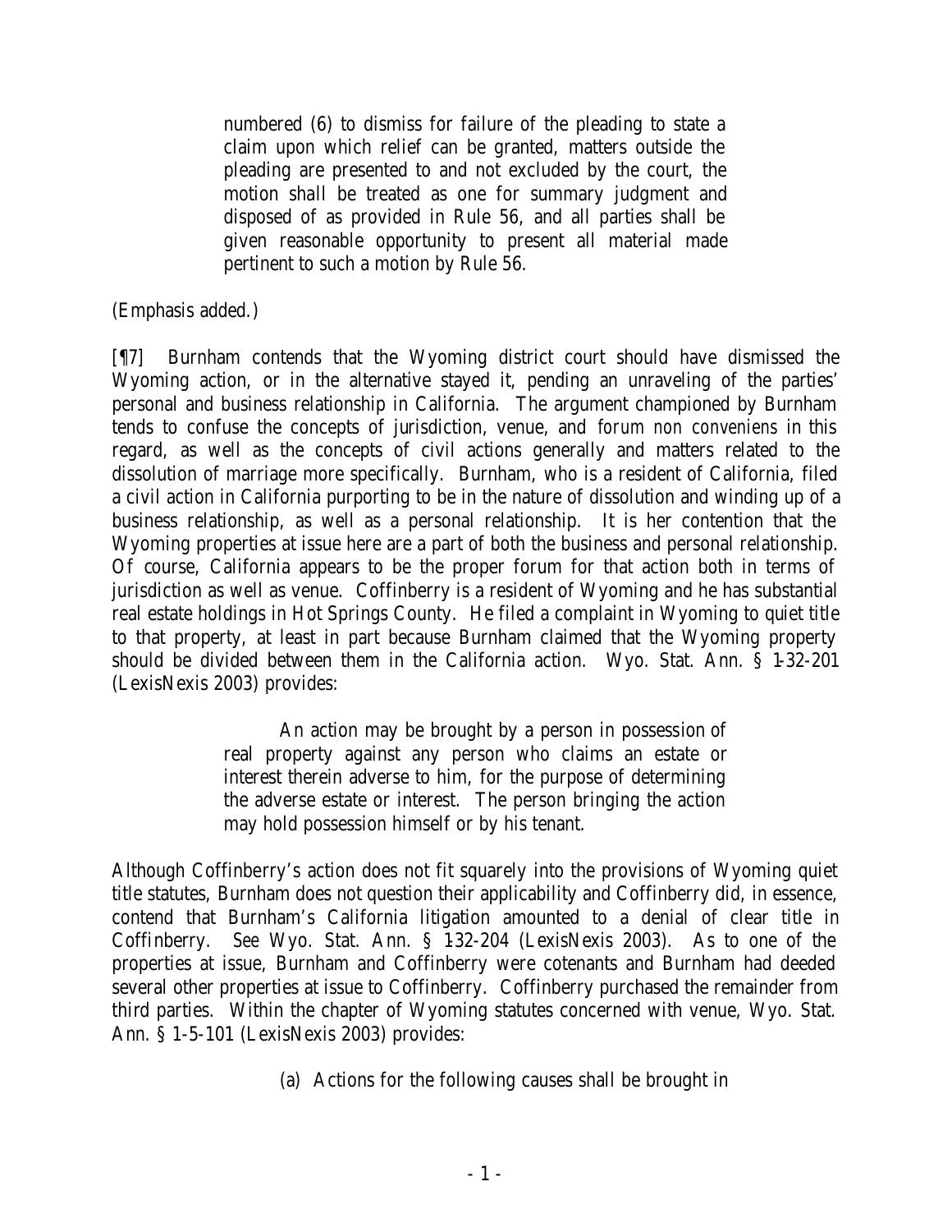> numbered (6) to dismiss for failure of the pleading to state a claim upon which relief can be granted, matters outside the pleading are presented to and not excluded by the court, the motion shall be treated as one for summary judgment and disposed of as provided in Rule 56, and all parties shall be given reasonable opportunity to present all material made pertinent to such a motion by Rule 56.

(Emphasis added.)

[¶7] Burnham contends that the Wyoming district court should have dismissed the Wyoming action, or in the alternative stayed it, pending an unraveling of the parties' personal and business relationship in California. The argument championed by Burnham tends to confuse the concepts of jurisdiction, venue, and *forum non conveniens* in this regard, as well as the concepts of civil actions generally and matters related to the dissolution of marriage more specifically. Burnham, who is a resident of California, filed a civil action in California purporting to be in the nature of dissolution and winding up of a business relationship, as well as a personal relationship. It is her contention that the Wyoming properties at issue here are a part of both the business and personal relationship. Of course, California appears to be the proper forum for that action both in terms of jurisdiction as well as venue. Coffinberry is a resident of Wyoming and he has substantial real estate holdings in Hot Springs County. He filed a complaint in Wyoming to quiet title to that property, at least in part because Burnham claimed that the Wyoming property should be divided between them in the California action. Wyo. Stat. Ann. § 1-32-201 (LexisNexis 2003) provides:

> An action may be brought by a person in possession of real property against any person who claims an estate or interest therein adverse to him, for the purpose of determining the adverse estate or interest. The person bringing the action may hold possession himself or by his tenant.

Although Coffinberry's action does not fit squarely into the provisions of Wyoming quiet title statutes, Burnham does not question their applicability and Coffinberry did, in essence, contend that Burnham's California litigation amounted to a denial of clear title in Coffinberry. *See* Wyo. Stat. Ann. § 1-32-204 (LexisNexis 2003). As to one of the properties at issue, Burnham and Coffinberry were cotenants and Burnham had deeded several other properties at issue to Coffinberry. Coffinberry purchased the remainder from third parties. Within the chapter of Wyoming statutes concerned with venue, Wyo. Stat. Ann. § 1-5-101 (LexisNexis 2003) provides:

> (a) Actions for the following causes shall be brought in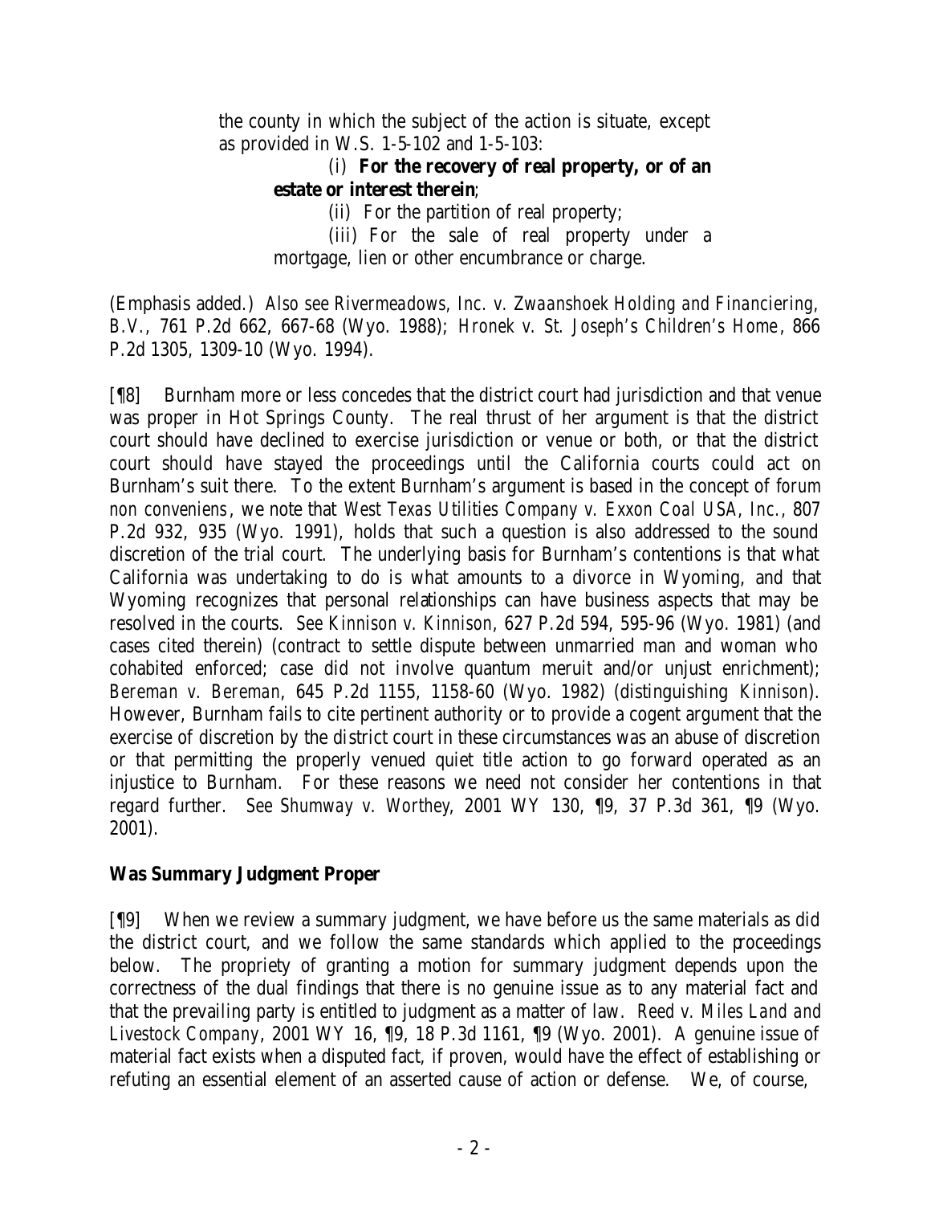> the county in which the subject of the action is situate, except as provided in W.S. 1-5-102 and 1-5-103:
>
> (i) **For the recovery of real property, or of an estate or interest therein**;
>
> (ii) For the partition of real property;
>
> (iii) For the sale of real property under a mortgage, lien or other encumbrance or charge.

(Emphasis added.) *Also see Rivermeadows, Inc. v. Zwaanshoek Holding and Financiering, B.V.*, 761 P.2d 662, 667-68 (Wyo. 1988); *Hronek v. St. Joseph's Children's Home*, 866 P.2d 1305, 1309-10 (Wyo. 1994).

[¶8] Burnham more or less concedes that the district court had jurisdiction and that venue was proper in Hot Springs County. The real thrust of her argument is that the district court should have declined to exercise jurisdiction or venue or both, or that the district court should have stayed the proceedings until the California courts could act on Burnham's suit there. To the extent Burnham's argument is based in the concept of *forum non conveniens*, we note that *West Texas Utilities Company v. Exxon Coal USA, Inc.*, 807 P.2d 932, 935 (Wyo. 1991), holds that such a question is also addressed to the sound discretion of the trial court. The underlying basis for Burnham's contentions is that what California was undertaking to do is what amounts to a divorce in Wyoming, and that Wyoming recognizes that personal relationships can have business aspects that may be resolved in the courts. *See Kinnison v. Kinnison*, 627 P.2d 594, 595-96 (Wyo. 1981) (and cases cited therein) (contract to settle dispute between unmarried man and woman who cohabited enforced; case did not involve quantum meruit and/or unjust enrichment); *Bereman v. Bereman*, 645 P.2d 1155, 1158-60 (Wyo. 1982) (distinguishing *Kinnison*). However, Burnham fails to cite pertinent authority or to provide a cogent argument that the exercise of discretion by the district court in these circumstances was an abuse of discretion or that permitting the properly venued quiet title action to go forward operated as an injustice to Burnham. For these reasons we need not consider her contentions in that regard further. *See Shumway v. Worthey*, 2001 WY 130, ¶9, 37 P.3d 361, ¶9 (Wyo. 2001).

**Was Summary Judgment Proper**

[¶9] When we review a summary judgment, we have before us the same materials as did the district court, and we follow the same standards which applied to the proceedings below. The propriety of granting a motion for summary judgment depends upon the correctness of the dual findings that there is no genuine issue as to any material fact and that the prevailing party is entitled to judgment as a matter of law. *Reed v. Miles Land and Livestock Company*, 2001 WY 16, ¶9, 18 P.3d 1161, ¶9 (Wyo. 2001). A genuine issue of material fact exists when a disputed fact, if proven, would have the effect of establishing or refuting an essential element of an asserted cause of action or defense. We, of course,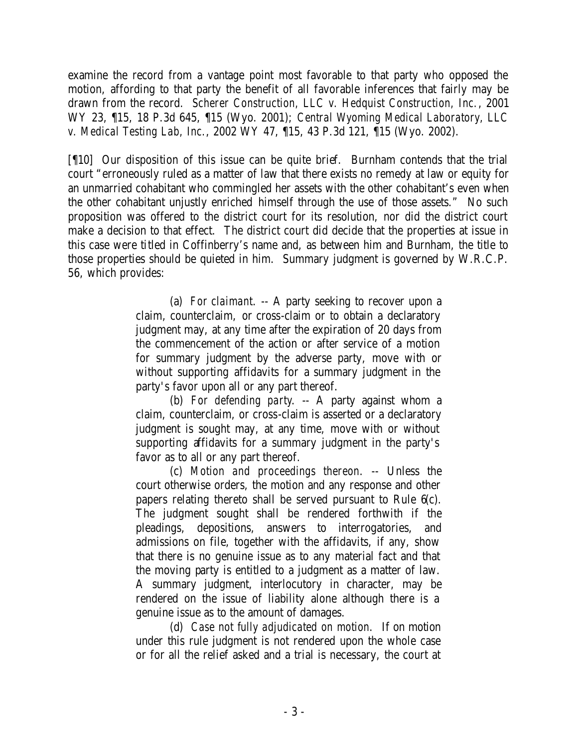examine the record from a vantage point most favorable to that party who opposed the motion, affording to that party the benefit of all favorable inferences that fairly may be drawn from the record. *Scherer Construction, LLC v. Hedquist Construction, Inc.*, 2001 WY 23, ¶15, 18 P.3d 645, ¶15 (Wyo. 2001); *Central Wyoming Medical Laboratory, LLC v. Medical Testing Lab, Inc.*, 2002 WY 47, ¶15, 43 P.3d 121, ¶15 (Wyo. 2002).

[¶10] Our disposition of this issue can be quite brief. Burnham contends that the trial court "erroneously ruled as a matter of law that there exists no remedy at law or equity for an unmarried cohabitant who commingled her assets with the other cohabitant's even when the other cohabitant unjustly enriched himself through the use of those assets." No such proposition was offered to the district court for its resolution, nor did the district court make a decision to that effect. The district court did decide that the properties at issue in this case were titled in Coffinberry's name and, as between him and Burnham, the title to those properties should be quieted in him. Summary judgment is governed by W.R.C.P. 56, which provides:

> (a) *For claimant*. -- A party seeking to recover upon a claim, counterclaim, or cross-claim or to obtain a declaratory judgment may, at any time after the expiration of 20 days from the commencement of the action or after service of a motion for summary judgment by the adverse party, move with or without supporting affidavits for a summary judgment in the party's favor upon all or any part thereof.
>
> (b) *For defending party*. -- A party against whom a claim, counterclaim, or cross-claim is asserted or a declaratory judgment is sought may, at any time, move with or without supporting affidavits for a summary judgment in the party's favor as to all or any part thereof.
>
> (c) *Motion and proceedings thereon*. -- Unless the court otherwise orders, the motion and any response and other papers relating thereto shall be served pursuant to Rule 6(c). The judgment sought shall be rendered forthwith if the pleadings, depositions, answers to interrogatories, and admissions on file, together with the affidavits, if any, show that there is no genuine issue as to any material fact and that the moving party is entitled to a judgment as a matter of law. A summary judgment, interlocutory in character, may be rendered on the issue of liability alone although there is a genuine issue as to the amount of damages.
>
> (d) *Case not fully adjudicated on motion*. If on motion under this rule judgment is not rendered upon the whole case or for all the relief asked and a trial is necessary, the court at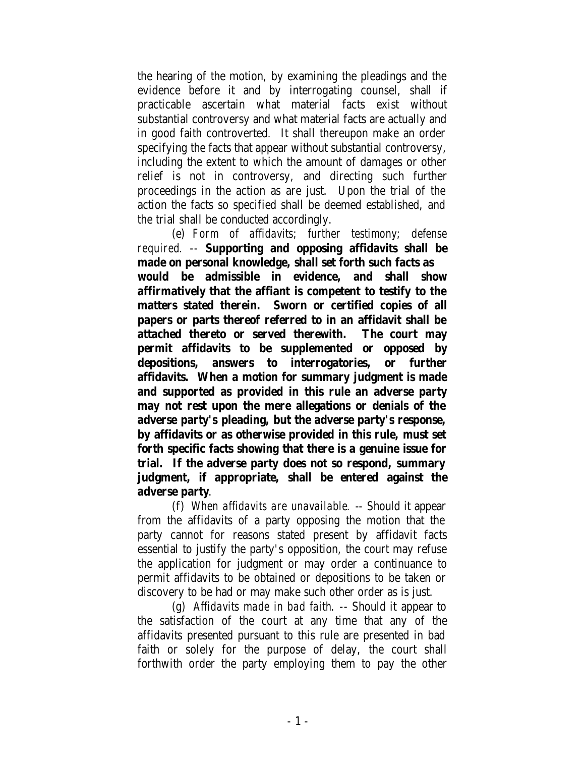the hearing of the motion, by examining the pleadings and the evidence before it and by interrogating counsel, shall if practicable ascertain what material facts exist without substantial controversy and what material facts are actually and in good faith controverted. It shall thereupon make an order specifying the facts that appear without substantial controversy, including the extent to which the amount of damages or other relief is not in controversy, and directing such further proceedings in the action as are just. Upon the trial of the action the facts so specified shall be deemed established, and the trial shall be conducted accordingly.

(e) *Form of affidavits; further testimony; defense required.* -- **Supporting and opposing affidavits shall be made on personal knowledge, shall set forth such facts as would be admissible in evidence, and shall show affirmatively that the affiant is competent to testify to the matters stated therein. Sworn or certified copies of all papers or parts thereof referred to in an affidavit shall be attached thereto or served therewith. The court may permit affidavits to be supplemented or opposed by depositions, answers to interrogatories, or further affidavits. When a motion for summary judgment is made and supported as provided in this rule an adverse party may not rest upon the mere allegations or denials of the adverse party's pleading, but the adverse party's response, by affidavits or as otherwise provided in this rule, must set forth specific facts showing that there is a genuine issue for trial. If the adverse party does not so respond, summary judgment, if appropriate, shall be entered against the adverse party**.

(f) *When affidavits are unavailable.* -- Should it appear from the affidavits of a party opposing the motion that the party cannot for reasons stated present by affidavit facts essential to justify the party's opposition, the court may refuse the application for judgment or may order a continuance to permit affidavits to be obtained or depositions to be taken or discovery to be had or may make such other order as is just.

(g) *Affidavits made in bad faith.* -- Should it appear to the satisfaction of the court at any time that any of the affidavits presented pursuant to this rule are presented in bad faith or solely for the purpose of delay, the court shall forthwith order the party employing them to pay the other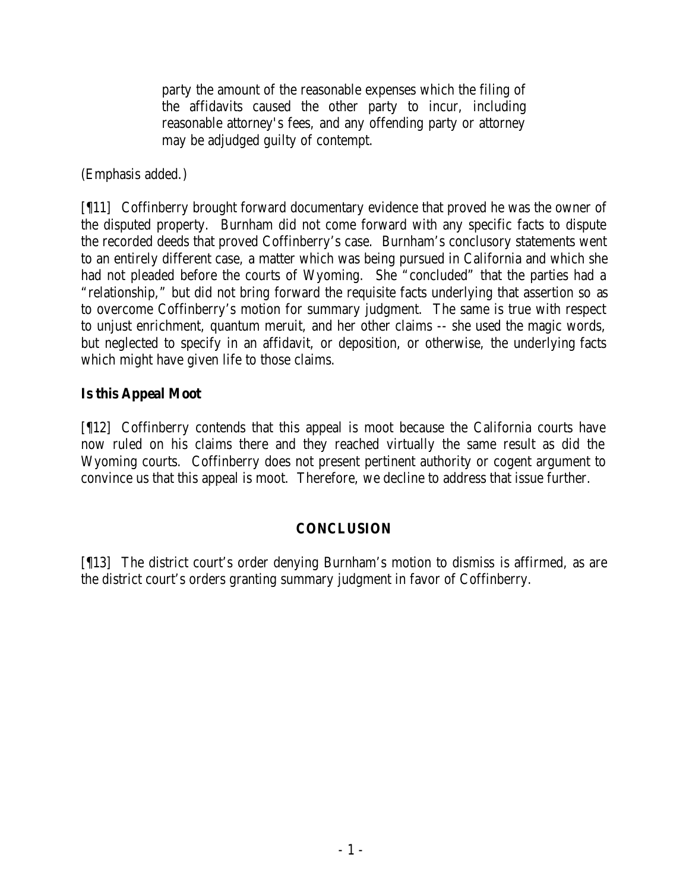> party the amount of the reasonable expenses which the filing of the affidavits caused the other party to incur, including reasonable attorney's fees, and any offending party or attorney may be adjudged guilty of contempt.

(Emphasis added.)

[¶11] Coffinberry brought forward documentary evidence that proved he was the owner of the disputed property. Burnham did not come forward with any specific facts to dispute the recorded deeds that proved Coffinberry's case. Burnham's conclusory statements went to an entirely different case, a matter which was being pursued in California and which she had not pleaded before the courts of Wyoming. She "concluded" that the parties had a "relationship," but did not bring forward the requisite facts underlying that assertion so as to overcome Coffinberry's motion for summary judgment. The same is true with respect to unjust enrichment, quantum meruit, and her other claims -- she used the magic words, but neglected to specify in an affidavit, or deposition, or otherwise, the underlying facts which might have given life to those claims.

**Is this Appeal Moot**

[¶12] Coffinberry contends that this appeal is moot because the California courts have now ruled on his claims there and they reached virtually the same result as did the Wyoming courts. Coffinberry does not present pertinent authority or cogent argument to convince us that this appeal is moot. Therefore, we decline to address that issue further.

## CONCLUSION

[¶13] The district court's order denying Burnham's motion to dismiss is affirmed, as are the district court's orders granting summary judgment in favor of Coffinberry.